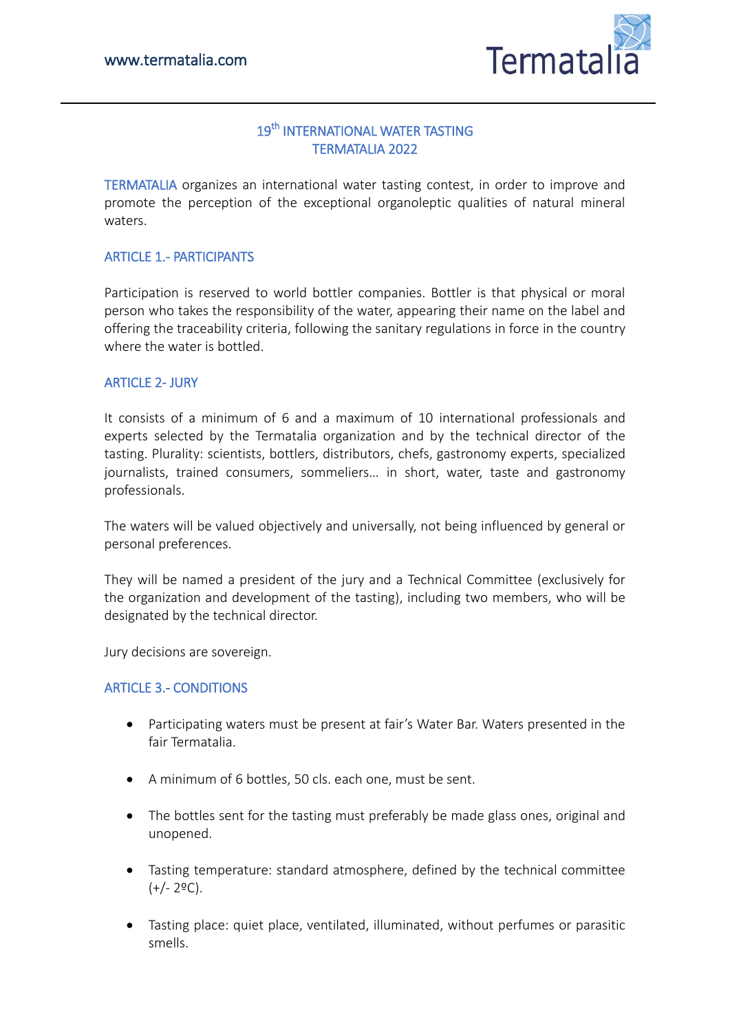# 19th INTERNATIONAL WATER TASTING TERMATALIA 2022

TERMATALIA organizes an international water tasting contest, in order to improve and promote the perception of the exceptional organoleptic qualities of natural mineral waters.

## ARTICLE 1.- PARTICIPANTS

Participation is reserved to world bottler companies. Bottler is that physical or moral person who takes the responsibility of the water, appearing their name on the label and offering the traceability criteria, following the sanitary regulations in force in the country where the water is bottled.

## ARTICLE 2- JURY

It consists of a minimum of 6 and a maximum of 10 international professionals and experts selected by the Termatalia organization and by the technical director of the tasting. Plurality: scientists, bottlers, distributors, chefs, gastronomy experts, specialized journalists, trained consumers, sommeliers… in short, water, taste and gastronomy professionals.

The waters will be valued objectively and universally, not being influenced by general or personal preferences.

They will be named a president of the jury and a Technical Committee (exclusively for the organization and development of the tasting), including two members, who will be designated by the technical director.

Jury decisions are sovereign.

## ARTICLE 3.- CONDITIONS

- Participating waters must be present at fair's Water Bar. Waters presented in the fair Termatalia.
- A minimum of 6 bottles, 50 cls. each one, must be sent.
- The bottles sent for the tasting must preferably be made glass ones, original and unopened.
- Tasting temperature: standard atmosphere, defined by the technical committee (+/- 2ºC).
- Tasting place: quiet place, ventilated, illuminated, without perfumes or parasitic smells.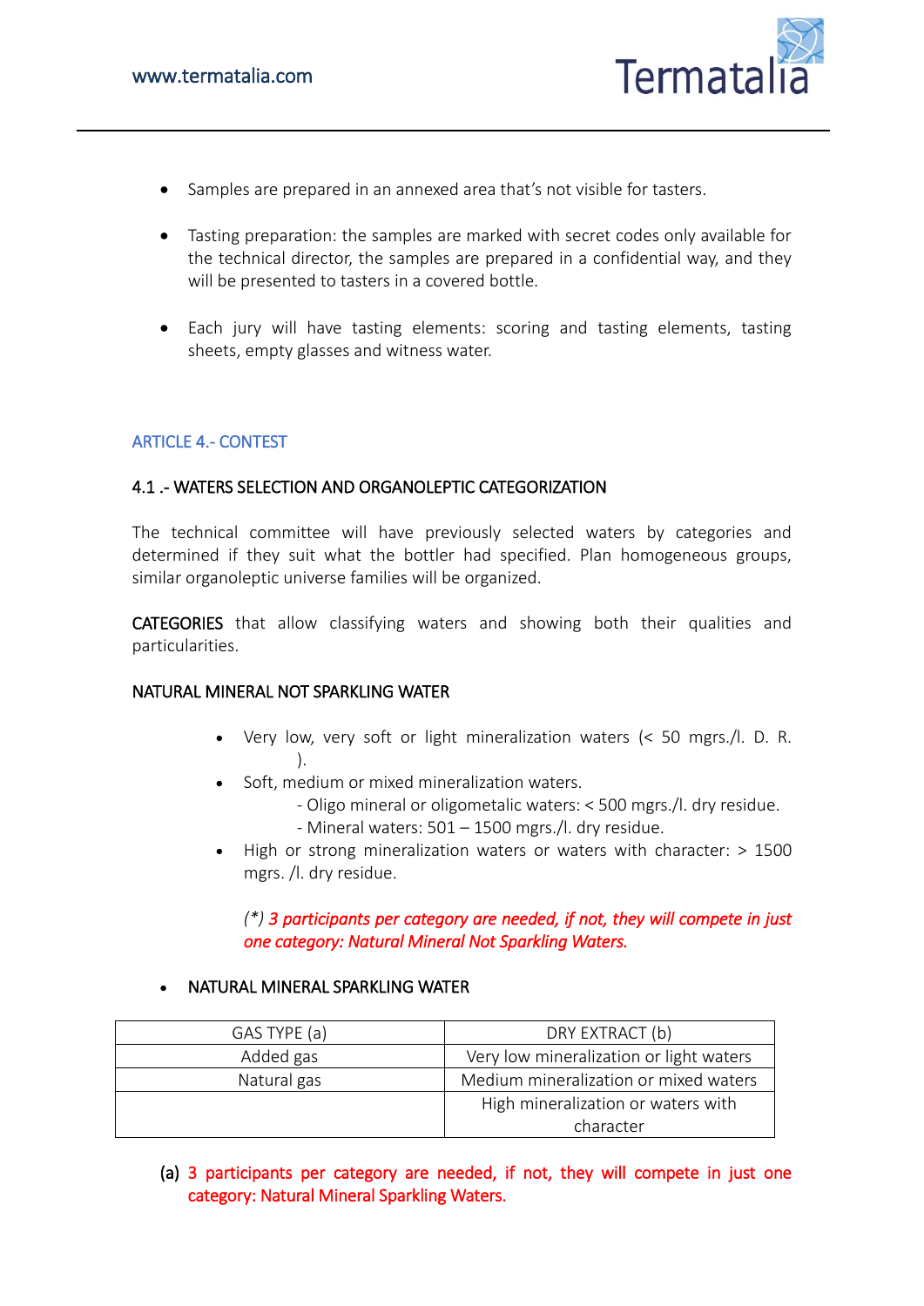- Samples are prepared in an annexed area that's not visible for tasters.

- Tasting preparation: the samples are marked with secret codes only available for the technical director, the samples are prepared in a confidential way, and they will be presented to tasters in a covered bottle.

- Each jury will have tasting elements: scoring and tasting elements, tasting sheets, empty glasses and witness water.

## ARTICLE 4.- CONTEST

### 4.1 .- WATERS SELECTION AND ORGANOLEPTIC CATEGORIZATION

The technical committee will have previously selected waters by categories and determined if they suit what the bottler had specified. Plan homogeneous groups, similar organoleptic universe families will be organized.

CATEGORIES that allow classifying waters and showing both their qualities and particularities.

NATURAL MINERAL NOT SPARKLING WATER

- Very low, very soft or light mineralization waters (< 50 mgrs./l. D. R. ).
- Soft, medium or mixed mineralization waters.
  - Oligo mineral or oligometalic waters: < 500 mgrs./l. dry residue.
  - Mineral waters: 501 – 1500 mgrs./l. dry residue.
- High or strong mineralization waters or waters with character: > 1500 mgrs. /l. dry residue.

  *(\*) 3 participants per category are needed, if not, they will compete in just one category: Natural Mineral Not Sparkling Waters.*

- NATURAL MINERAL SPARKLING WATER

| GAS TYPE (a) | DRY EXTRACT (b) |
|---|---|
| Added gas | Very low mineralization or light waters |
| Natural gas | Medium mineralization or mixed waters |
| | High mineralization or waters with character |

(a) 3 participants per category are needed, if not, they will compete in just one category: Natural Mineral Sparkling Waters.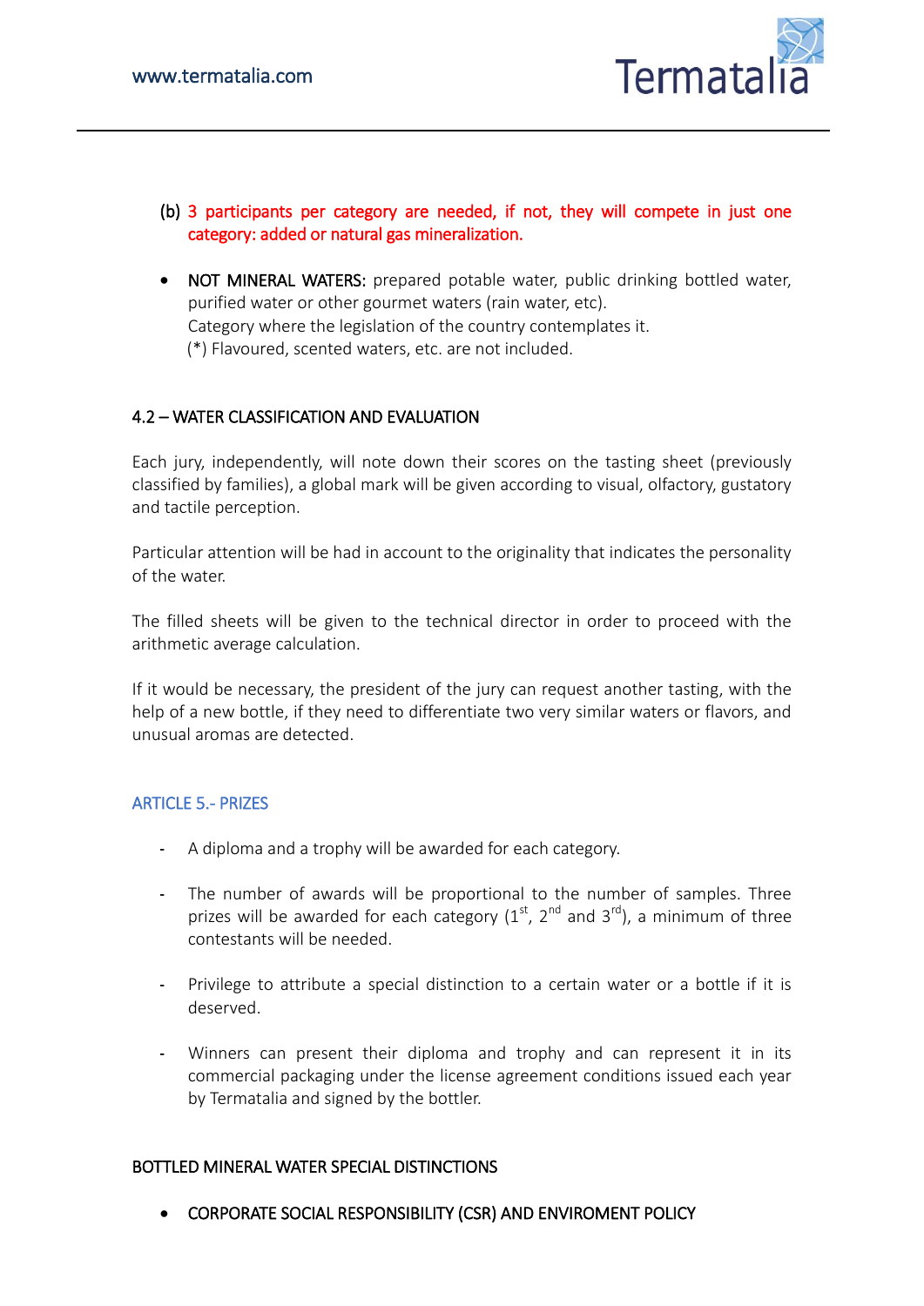(b) 3 participants per category are needed, if not, they will compete in just one category: added or natural gas mineralization.

- NOT MINERAL WATERS: prepared potable water, public drinking bottled water, purified water or other gourmet waters (rain water, etc).
  Category where the legislation of the country contemplates it.
  (*) Flavoured, scented waters, etc. are not included.

### 4.2 – WATER CLASSIFICATION AND EVALUATION

Each jury, independently, will note down their scores on the tasting sheet (previously classified by families), a global mark will be given according to visual, olfactory, gustatory and tactile perception.

Particular attention will be had in account to the originality that indicates the personality of the water.

The filled sheets will be given to the technical director in order to proceed with the arithmetic average calculation.

If it would be necessary, the president of the jury can request another tasting, with the help of a new bottle, if they need to differentiate two very similar waters or flavors, and unusual aromas are detected.

## ARTICLE 5.- PRIZES

- A diploma and a trophy will be awarded for each category.
- The number of awards will be proportional to the number of samples. Three prizes will be awarded for each category (1st, 2nd and 3rd), a minimum of three contestants will be needed.
- Privilege to attribute a special distinction to a certain water or a bottle if it is deserved.
- Winners can present their diploma and trophy and can represent it in its commercial packaging under the license agreement conditions issued each year by Termatalia and signed by the bottler.

### BOTTLED MINERAL WATER SPECIAL DISTINCTIONS

- CORPORATE SOCIAL RESPONSIBILITY (CSR) AND ENVIROMENT POLICY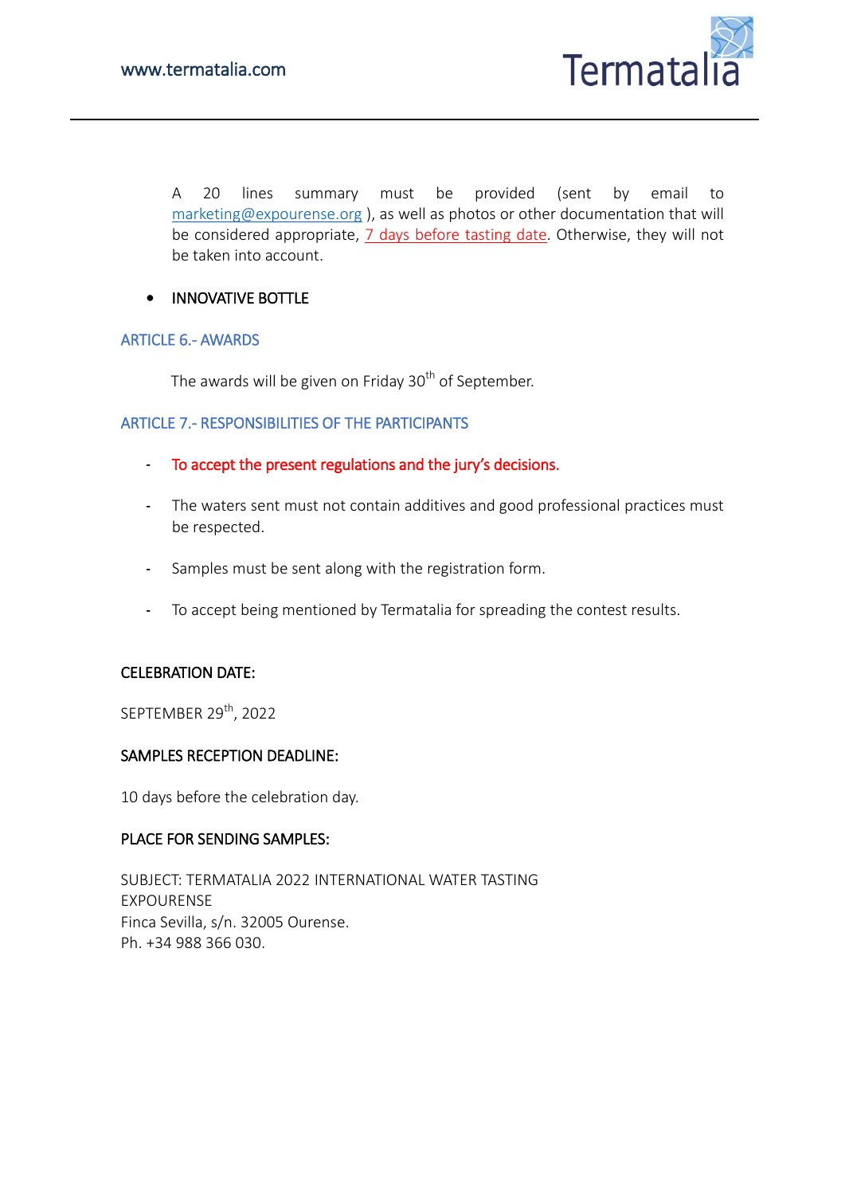A 20 lines summary must be provided (sent by email to marketing@expourense.org ), as well as photos or other documentation that will be considered appropriate, 7 days before tasting date. Otherwise, they will not be taken into account.

- INNOVATIVE BOTTLE

## ARTICLE 6.- AWARDS

The awards will be given on Friday 30th of September.

## ARTICLE 7.- RESPONSIBILITIES OF THE PARTICIPANTS

- To accept the present regulations and the jury's decisions.
- The waters sent must not contain additives and good professional practices must be respected.
- Samples must be sent along with the registration form.
- To accept being mentioned by Termatalia for spreading the contest results.

### CELEBRATION DATE:

SEPTEMBER 29th, 2022

### SAMPLES RECEPTION DEADLINE:

10 days before the celebration day.

### PLACE FOR SENDING SAMPLES:

SUBJECT: TERMATALIA 2022 INTERNATIONAL WATER TASTING
EXPOURENSE
Finca Sevilla, s/n. 32005 Ourense.
Ph. +34 988 366 030.